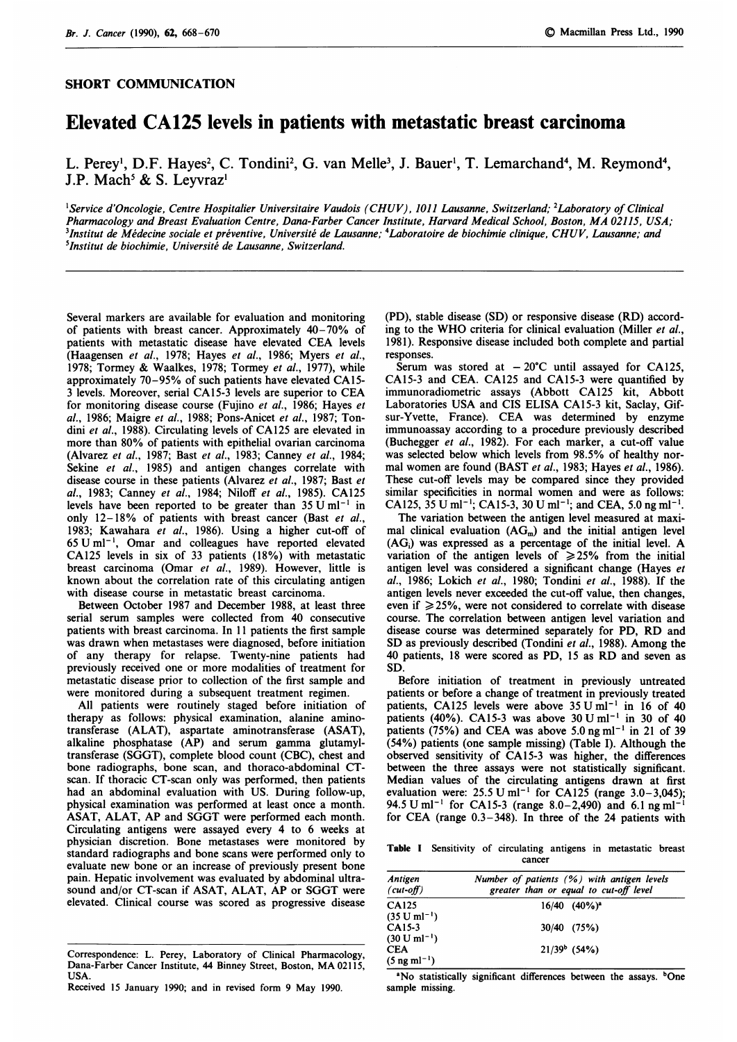SHORT COMMUNICATION

# Elevated CA125 levels in patients with metastatic breast carcinoma

L. Perey[1], D.F. Hayes[2], C. Tondini[2], G. van Melle[3], J. Bauer[1], T. Lemarchand[4], M. Reymond[4], J.P. Mach[5] & S. Leyvraz[1]

[1]Service d'Oncologie, Centre Hospitalier Universitaire Vaudois (CHUV), 1011 Lausanne, Switzerland; [2]Laboratory of Clinical Pharmacology and Breast Evaluation Centre, Dana-Farber Cancer Institute, Harvard Medical School, Boston, MA 02115, USA; [3]Institut de Médecine sociale et préventive, Université de Lausanne; [4]Laboratoire de biochimie clinique, CHUV, Lausanne; and [5]Institut de biochimie, Université de Lausanne, Switzerland.

Several markers are available for evaluation and monitoring of patients with breast cancer. Approximately 40–70% of patients with metastatic disease have elevated CEA levels (Haagensen *et al.*, 1978; Hayes *et al.*, 1986; Myers *et al.*, 1978; Tormey & Waalkes, 1978; Tormey *et al.*, 1977), while approximately 70–95% of such patients have elevated CA15-3 levels. Moreover, serial CA15-3 levels are superior to CEA for monitoring disease course (Fujino *et al.*, 1986; Hayes *et al.*, 1986; Maigre *et al.*, 1988; Pons-Anicet *et al.*, 1987; Tondini *et al.*, 1988). Circulating levels of CA125 are elevated in more than 80% of patients with epithelial ovarian carcinoma (Alvarez *et al.*, 1987; Bast *et al.*, 1983; Canney *et al.*, 1984; Sekine *et al.*, 1985) and antigen changes correlate with disease course in these patients (Alvarez *et al.*, 1987; Bast *et al.*, 1983; Canney *et al.*, 1984; Niloff *et al.*, 1985). CA125 levels have been reported to be greater than 35 U ml$^{-1}$ in only 12–18% of patients with breast cancer (Bast *et al.*, 1983; Kawahara *et al.*, 1986). Using a higher cut-off of 65 U ml$^{-1}$, Omar and colleagues have reported elevated CA125 levels in six of 33 patients (18%) with metastatic breast carcinoma (Omar *et al.*, 1989). However, little is known about the correlation rate of this circulating antigen with disease course in metastatic breast carcinoma.

Between October 1987 and December 1988, at least three serial serum samples were collected from 40 consecutive patients with breast carcinoma. In 11 patients the first sample was drawn when metastases were diagnosed, before initiation of any therapy for relapse. Twenty-nine patients had previously received one or more modalities of treatment for metastatic disease prior to collection of the first sample and were monitored during a subsequent treatment regimen.

All patients were routinely staged before initiation of therapy as follows: physical examination, alanine aminotransferase (ALAT), aspartate aminotransferase (ASAT), alkaline phosphatase (AP) and serum gamma glutamyltransferase (SGGT), complete blood count (CBC), chest and bone radiographs, bone scan, and thoraco-abdominal CT-scan. If thoracic CT-scan only was performed, then patients had an abdominal evaluation with US. During follow-up, physical examination was performed at least once a month. ASAT, ALAT, AP and SGGT were performed each month. Circulating antigens were assayed every 4 to 6 weeks at physician discretion. Bone metastases were monitored by standard radiographs and bone scans were performed only to evaluate new bone or an increase of previously present bone pain. Hepatic involvement was evaluated by abdominal ultrasound and/or CT-scan if ASAT, ALAT, AP or SGGT were elevated. Clinical course was scored as progressive disease (PD), stable disease (SD) or responsive disease (RD) according to the WHO criteria for clinical evaluation (Miller *et al.*, 1981). Responsive disease included both complete and partial responses.

Serum was stored at −20°C until assayed for CA125, CA15-3 and CEA. CA125 and CA15-3 were quantified by immunoradiometric assays (Abbott CA125 kit, Abbott Laboratories USA and CIS ELISA CA15-3 kit, Saclay, Gif-sur-Yvette, France). CEA was determined by enzyme immunoassay according to a procedure previously described (Buchegger *et al.*, 1982). For each marker, a cut-off value was selected below which levels from 98.5% of healthy normal women are found (BAST *et al.*, 1983; Hayes *et al.*, 1986). These cut-off levels may be compared since they provided similar specificities in normal women and were as follows: CA125, 35 U ml$^{-1}$; CA15-3, 30 U ml$^{-1}$; and CEA, 5.0 ng ml$^{-1}$.

The variation between the antigen level measured at maximal clinical evaluation ($AG_m$) and the initial antigen level ($AG_i$) was expressed as a percentage of the initial level. A variation of the antigen levels of ≥25% from the initial antigen level was considered a significant change (Hayes *et al.*, 1986; Lokich *et al.*, 1980; Tondini *et al.*, 1988). If the antigen levels never exceeded the cut-off value, then changes, even if ≥25%, were not considered to correlate with disease course. The correlation between antigen level variation and disease course was determined separately for PD, RD and SD as previously described (Tondini *et al.*, 1988). Among the 40 patients, 18 were scored as PD, 15 as RD and seven as SD.

Before initiation of treatment in previously untreated patients or before a change of treatment in previously treated patients, CA125 levels were above 35 U ml$^{-1}$ in 16 of 40 patients (40%). CA15-3 was above 30 U ml$^{-1}$ in 30 of 40 patients (75%) and CEA was above 5.0 ng ml$^{-1}$ in 21 of 39 (54%) patients (one sample missing) (Table I). Although the observed sensitivity of CA15-3 was higher, the differences between the three assays were not statistically significant. Median values of the circulating antigens drawn at first evaluation were: 25.5 U ml$^{-1}$ for CA125 (range 3.0–3,045); 94.5 U ml$^{-1}$ for CA15-3 (range 8.0–2,490) and 6.1 ng ml$^{-1}$ for CEA (range 0.3–348). In three of the 24 patients with

**Table I** Sensitivity of circulating antigens in metastatic breast cancer

| Antigen (cut-off) | Number of patients (%) with antigen levels greater than or equal to cut-off level |
|---|---|
| CA125 (35 U ml$^{-1}$) | 16/40 (40%)[a] |
| CA15-3 (30 U ml$^{-1}$) | 30/40 (75%) |
| CEA (5 ng ml$^{-1}$) | 21/39[b] (54%) |

[a]No statistically significant differences between the assays. [b]One sample missing.

Correspondence: L. Perey, Laboratory of Clinical Pharmacology, Dana-Farber Cancer Institute, 44 Binney Street, Boston, MA 02115, USA.

Received 15 January 1990; and in revised form 9 May 1990.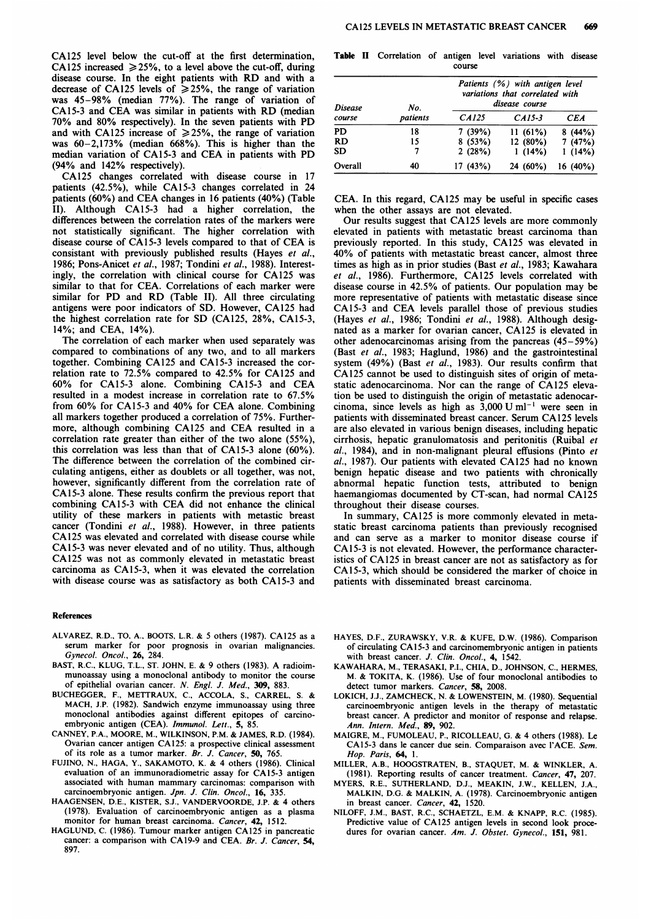CA125 level below the cut-off at the first determination, CA125 increased ⩾25%, to a level above the cut-off, during disease course. In the eight patients with RD and with a decrease of CA125 levels of ⩾25%, the range of variation was 45–98% (median 77%). The range of variation of CA15-3 and CEA was similar in patients with RD (median 70% and 80% respectively). In the seven patients with PD and with CA125 increase of ⩾25%, the range of variation was 60–2,173% (median 668%). This is higher than the median variation of CA15-3 and CEA in patients with PD (94% and 142% respectively).

CA125 changes correlated with disease course in 17 patients (42.5%), while CA15-3 changes correlated in 24 patients (60%) and CEA changes in 16 patients (40%) (Table II). Although CA15-3 had a higher correlation, the differences between the correlation rates of the markers were not statistically significant. The higher correlation with disease course of CA15-3 levels compared to that of CEA is consistant with previously published results (Hayes *et al.*, 1986; Pons-Anicet *et al.*, 1987; Tondini *et al.*, 1988). Interestingly, the correlation with clinical course for CA125 was similar to that for CEA. Correlations of each marker were similar for PD and RD (Table II). All three circulating antigens were poor indicators of SD. However, CA125 had the highest correlation rate for SD (CA125, 28%, CA15-3, 14%; and CEA, 14%).

The correlation of each marker when used separately was compared to combinations of any two, and to all markers together. Combining CA125 and CA15-3 increased the correlation rate to 72.5% compared to 42.5% for CA125 and 60% for CA15-3 alone. Combining CA15-3 and CEA resulted in a modest increase in correlation rate to 67.5% from 60% for CA15-3 and 40% for CEA alone. Combining all markers together produced a correlation of 75%. Furthermore, although combining CA125 and CEA resulted in a correlation rate greater than either of the two alone (55%), this correlation was less than that of CA15-3 alone (60%). The difference between the correlation of the combined circulating antigens, either as doublets or all together, was not, however, significantly different from the correlation rate of CA15-3 alone. These results confirm the previous report that combining CA15-3 with CEA did not enhance the clinical utility of these markers in patients with metastic breast cancer (Tondini *et al.*, 1988). However, in three patients CA125 was elevated and correlated with disease course while CA15-3 was never elevated and of no utility. Thus, although CA125 was not as commonly elevated in metastatic breast carcinoma as CA15-3, when it was elevated the correlation with disease course was as satisfactory as both CA15-3 and CEA. In this regard, CA125 may be useful in specific cases when the other assays are not elevated.

**Table II** Correlation of antigen level variations with disease course

| Disease course | No. patients | Patients (%) with antigen level variations that correlated with disease course | | |
|---|---|---|---|---|
| | | CA125 | CA15-3 | CEA |
| PD | 18 | 7 (39%) | 11 (61%) | 8 (44%) |
| RD | 15 | 8 (53%) | 12 (80%) | 7 (47%) |
| SD | 7 | 2 (28%) | 1 (14%) | 1 (14%) |
| Overall | 40 | 17 (43%) | 24 (60%) | 16 (40%) |

Our results suggest that CA125 levels are more commonly elevated in patients with metastatic breast carcinoma than previously reported. In this study, CA125 was elevated in 40% of patients with metastatic breast cancer, almost three times as high as in prior studies (Bast *et al.*, 1983; Kawahara *et al.*, 1986). Furthermore, CA125 levels correlated with disease course in 42.5% of patients. Our population may be more representative of patients with metastatic disease since CA15-3 and CEA levels parallel those of previous studies (Hayes *et al.*, 1986; Tondini *et al.*, 1988). Although designated as a marker for ovarian cancer, CA125 is elevated in other adenocarcinomas arising from the pancreas (45–59%) (Bast *et al.*, 1983; Haglund, 1986) and the gastrointestinal system (49%) (Bast *et al.*, 1983). Our results confirm that CA125 cannot be used to distinguish sites of origin of metastatic adenocarcinoma. Nor can the range of CA125 elevation be used to distinguish the origin of metastatic adenocarcinoma, since levels as high as 3,000 U ml$^{-1}$ were seen in patients with disseminated breast cancer. Serum CA125 levels are also elevated in various benign diseases, including hepatic cirrhosis, hepatic granulomatosis and peritonitis (Ruibal *et al.*, 1984), and in non-malignant pleural effusions (Pinto *et al.*, 1987). Our patients with elevated CA125 had no known benign hepatic disease and two patients with chronically abnormal hepatic function tests, attributed to benign haemangiomas documented by CT-scan, had normal CA125 throughout their disease courses.

In summary, CA125 is more commonly elevated in metastatic breast carcinoma patients than previously recognised and can serve as a marker to monitor disease course if CA15-3 is not elevated. However, the performance characteristics of CA125 in breast cancer are not as satisfactory as for CA15-3, which should be considered the marker of choice in patients with disseminated breast carcinoma.

## References

ALVAREZ, R.D., TO, A., BOOTS, L.R. & 5 others (1987). CA125 as a serum marker for poor prognosis in ovarian malignancies. *Gynecol. Oncol.*, **26**, 284.

BAST, R.C., KLUG, T.L., ST. JOHN, E. & 9 others (1983). A radioimmunoassay using a monoclonal antibody to monitor the course of epithelial ovarian cancer. *N. Engl. J. Med.*, **309**, 883.

BUCHEGGER, F., METTRAUX, C., ACCOLA, S., CARREL, S. & MACH, J.P. (1982). Sandwich enzyme immunoassay using three monoclonal antibodies against different epitopes of carcinoembryonic antigen (CEA). *Immunol. Lett.*, **5**, 85.

CANNEY, P.A., MOORE, M., WILKINSON, P.M. & JAMES, R.D. (1984). Ovarian cancer antigen CA125: a prospective clinical assessment of its role as a tumor marker. *Br. J. Cancer*, **50**, 765.

FUJINO, N., HAGA, Y., SAKAMOTO, K. & 4 others (1986). Clinical evaluation of an immunoradiometric assay for CA15-3 antigen associated with human mammary carcinomas: comparison with carcinoembryonic antigen. *Jpn. J. Clin. Oncol.*, **16**, 335.

HAAGENSEN, D.E., KISTER, S.J., VANDERVOORDE, J.P. & 4 others (1978). Evaluation of carcinoembryonic antigen as a plasma monitor for human breast carcinoma. *Cancer*, **42**, 1512.

HAGLUND, C. (1986). Tumour marker antigen CA125 in pancreatic cancer: a comparison with CA19-9 and CEA. *Br. J. Cancer*, **54**, 897.

HAYES, D.F., ZURAWSKY, V.R. & KUFE, D.W. (1986). Comparison of circulating CA15-3 and carcinomembryonic antigen in patients with breast cancer. *J. Clin. Oncol.*, **4**, 1542.

KAWAHARA, M., TERASAKI, P.I., CHIA, D., JOHNSON, C., HERMES, M. & TOKITA, K. (1986). Use of four monoclonal antibodies to detect tumor markers. *Cancer*, **58**, 2008.

LOKICH, J.J., ZAMCHECK, N. & LOWENSTEIN, M. (1980). Sequential carcinoembryonic antigen levels in the therapy of metastatic breast cancer. A predictor and monitor of response and relapse. *Ann. Intern. Med.*, **89**, 902.

MAIGRE, M., FUMOLEAU, P., RICOLLEAU, G. & 4 others (1988). Le CA15-3 dans le cancer due sein. Comparaison avec l'ACE. *Sem. Hop. Paris*, **64**, 1.

MILLER, A.B., HOOGSTRATEN, B., STAQUET, M. & WINKLER, A. (1981). Reporting results of cancer treatment. *Cancer*, **47**, 207.

MYERS, R.E., SUTHERLAND, D.J., MEAKIN, J.W., KELLEN, J.A., MALKIN, D.G. & MALKIN, A. (1978). Carcinoembryonic antigen in breast cancer. *Cancer*, **42**, 1520.

NILOFF, J.M., BAST, R.C., SCHAETZL, E.M. & KNAPP, R.C. (1985). Predictive value of CA125 antigen levels in second look procedures for ovarian cancer. *Am. J. Obstet. Gynecol.*, **151**, 981.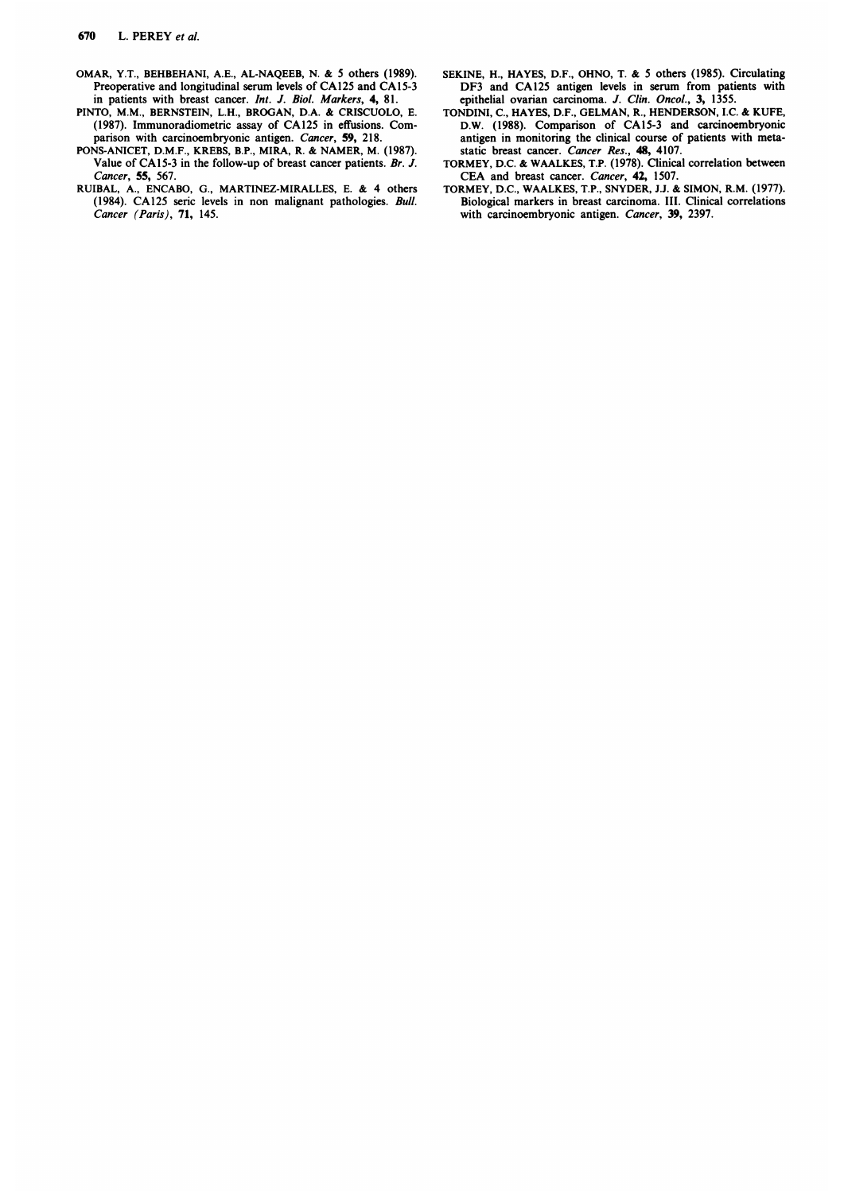OMAR, Y.T., BEHBEHANI, A.E., AL-NAQEEB, N. & 5 others (1989). Preoperative and longitudinal serum levels of CA125 and CA15-3 in patients with breast cancer. *Int. J. Biol. Markers*, **4**, 81.

PINTO, M.M., BERNSTEIN, L.H., BROGAN, D.A. & CRISCUOLO, E. (1987). Immunoradiometric assay of CA125 in effusions. Comparison with carcinoembryonic antigen. *Cancer*, **59**, 218.

PONS-ANICET, D.M.F., KREBS, B.P., MIRA, R. & NAMER, M. (1987). Value of CA15-3 in the follow-up of breast cancer patients. *Br. J. Cancer*, **55**, 567.

RUIBAL, A., ENCABO, G., MARTINEZ-MIRALLES, E. & 4 others (1984). CA125 seric levels in non malignant pathologies. *Bull. Cancer (Paris)*, **71**, 145.

SEKINE, H., HAYES, D.F., OHNO, T. & 5 others (1985). Circulating DF3 and CA125 antigen levels in serum from patients with epithelial ovarian carcinoma. *J. Clin. Oncol.*, **3**, 1355.

TONDINI, C., HAYES, D.F., GELMAN, R., HENDERSON, I.C. & KUFE, D.W. (1988). Comparison of CA15-3 and carcinoembryonic antigen in monitoring the clinical course of patients with metastatic breast cancer. *Cancer Res.*, **48**, 4107.

TORMEY, D.C. & WAALKES, T.P. (1978). Clinical correlation between CEA and breast cancer. *Cancer*, **42**, 1507.

TORMEY, D.C., WAALKES, T.P., SNYDER, J.J. & SIMON, R.M. (1977). Biological markers in breast carcinoma. III. Clinical correlations with carcinoembryonic antigen. *Cancer*, **39**, 2397.